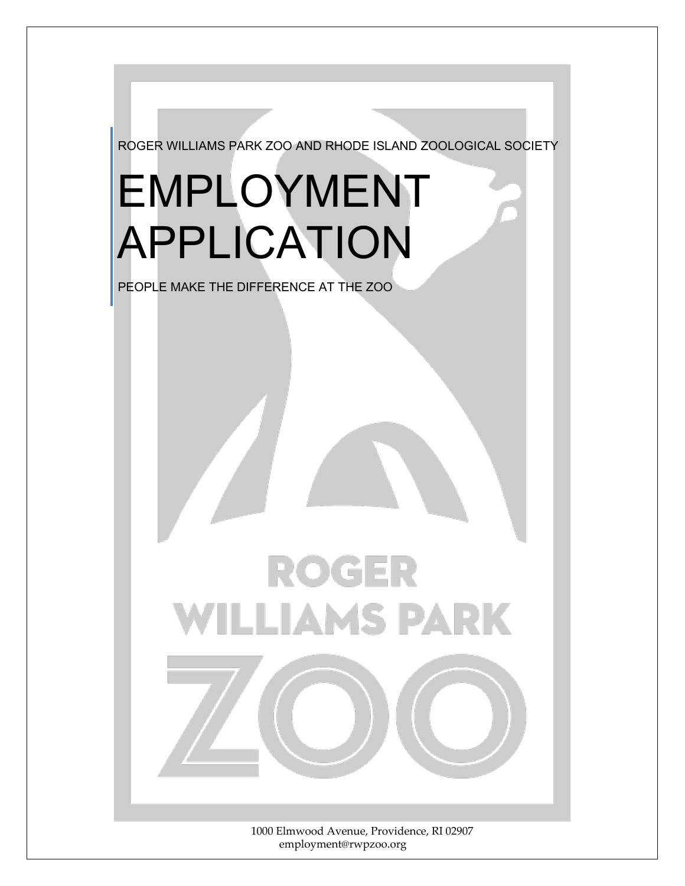ROGER WILLIAMS PARK ZOO AND RHODE ISLAND ZOOLOGICAL SOCIETY

# EMPLOYMENT APPLICATION

PEOPLE MAKE THE DIFFERENCE AT THE ZOO

1000 Elmwood Avenue, Providence, RI 02907
employment@rwpzoo.org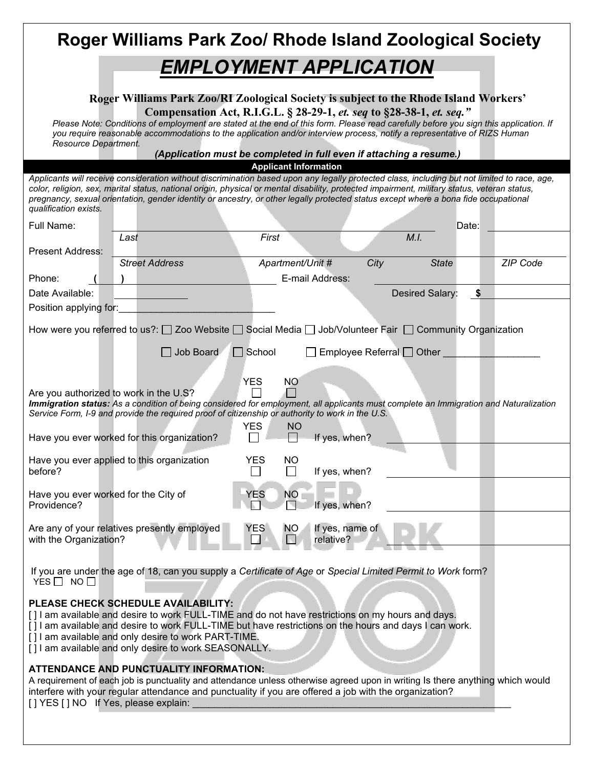# Roger Williams Park Zoo/ Rhode Island Zoological Society

## *EMPLOYMENT APPLICATION*

**Roger Williams Park Zoo/RI Zoological Society is subject to the Rhode Island Workers' Compensation Act, R.I.G.L. § 28-29-1, *et. seq* to §28-38-1, *et. seq."***

*Please Note: Conditions of employment are stated at the end of this form. Please read carefully before you sign this application. If you require reasonable accommodations to the application and/or interview process, notify a representative of RIZS Human Resource Department.*

***(Application must be completed in full even if attaching a resume.)***

**Applicant Information**

*Applicants will receive consideration without discrimination based upon any legally protected class, including but not limited to race, age, color, religion, sex, marital status, national origin, physical or mental disability, protected impairment, military status, veteran status, pregnancy, sexual orientation, gender identity or ancestry, or other legally protected status except where a bona fide occupational qualification exists.*

Full Name: ______________________________________________ Date: __________
*Last* *First* *M.I.*

Present Address: ______________________________________________________________
*Street Address* *Apartment/Unit #* *City* *State* *ZIP Code*

Phone: ( ) ____________________ E-mail Address: ____________________

Date Available: __________ Desired Salary: $ __________

Position applying for:____________________________

How were you referred to us?: ☐ Zoo Website ☐ Social Media ☐ Job/Volunteer Fair ☐ Community Organization

☐ Job Board ☐ School ☐ Employee Referral ☐ Other __________________

Are you authorized to work in the U.S? YES ☐ NO ☐

***Immigration status:*** *As a condition of being considered for employment, all applicants must complete an Immigration and Naturalization Service Form, I-9 and provide the required proof of citizenship or authority to work in the U.S.*

Have you ever worked for this organization? YES ☐ NO ☐ If yes, when? ____________________

Have you ever applied to this organization before? YES ☐ NO ☐ If yes, when? ____________________

Have you ever worked for the City of Providence? YES ☐ NO ☐ If yes, when? ____________________

Are any of your relatives presently employed with the Organization? YES ☐ NO ☐ If yes, name of relative? ____________________

If you are under the age of 18, can you supply a *Certificate of Age* or *Special Limited Permit to Work* form?
YES ☐ NO ☐

**PLEASE CHECK SCHEDULE AVAILABILITY:**

[ ] I am available and desire to work FULL-TIME and do not have restrictions on my hours and days.
[ ] I am available and desire to work FULL-TIME but have restrictions on the hours and days I can work.
[ ] I am available and only desire to work PART-TIME.
[ ] I am available and only desire to work SEASONALLY.

**ATTENDANCE AND PUNCTUALITY INFORMATION:**

A requirement of each job is punctuality and attendance unless otherwise agreed upon in writing Is there anything which would interfere with your regular attendance and punctuality if you are offered a job with the organization?
[ ] YES [ ] NO If Yes, please explain: ____________________________________________________________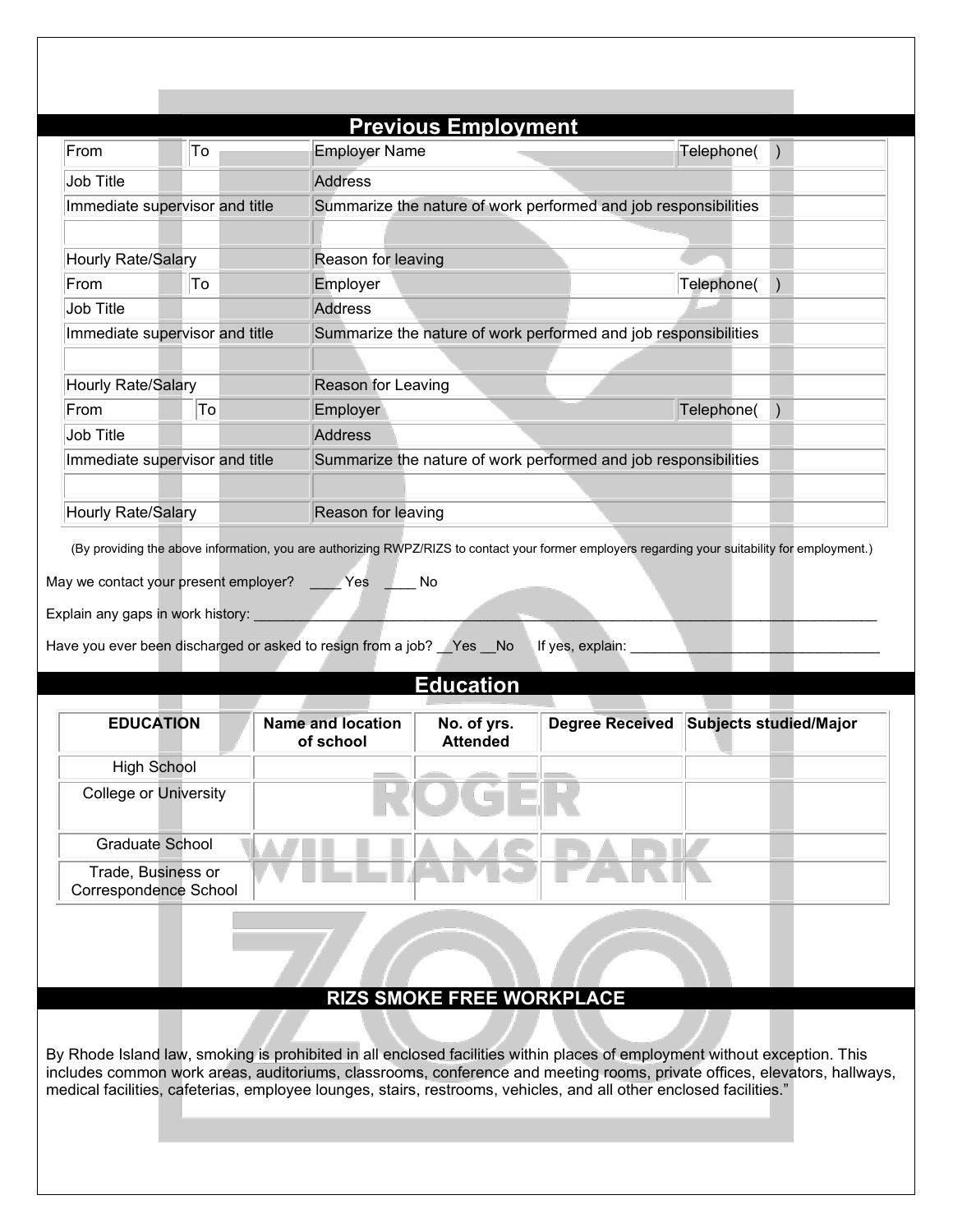## Previous Employment

| From | To | Employer Name | Telephone( ) |
|---|---|---|---|
| Job Title | | Address | |
| Immediate supervisor and title | | Summarize the nature of work performed and job responsibilities | |
| | | | |
| Hourly Rate/Salary | | Reason for leaving | |
| From | To | Employer | Telephone( ) |
| Job Title | | Address | |
| Immediate supervisor and title | | Summarize the nature of work performed and job responsibilities | |
| | | | |
| Hourly Rate/Salary | | Reason for Leaving | |
| From | To | Employer | Telephone( ) |
| Job Title | | Address | |
| Immediate supervisor and title | | Summarize the nature of work performed and job responsibilities | |
| | | | |
| Hourly Rate/Salary | | Reason for leaving | |

(By providing the above information, you are authorizing RWPZ/RIZS to contact your former employers regarding your suitability for employment.)

May we contact your present employer? ____ Yes ____ No

Explain any gaps in work history: ______________________________________________________________________

Have you ever been discharged or asked to resign from a job? __Yes __No If yes, explain: ______________________________

## Education

| EDUCATION | Name and location of school | No. of yrs. Attended | Degree Received | Subjects studied/Major |
|---|---|---|---|---|
| High School | | | | |
| College or University | | | | |
| Graduate School | | | | |
| Trade, Business or Correspondence School | | | | |

## RIZS SMOKE FREE WORKPLACE

By Rhode Island law, smoking is prohibited in all enclosed facilities within places of employment without exception. This includes common work areas, auditoriums, classrooms, conference and meeting rooms, private offices, elevators, hallways, medical facilities, cafeterias, employee lounges, stairs, restrooms, vehicles, and all other enclosed facilities."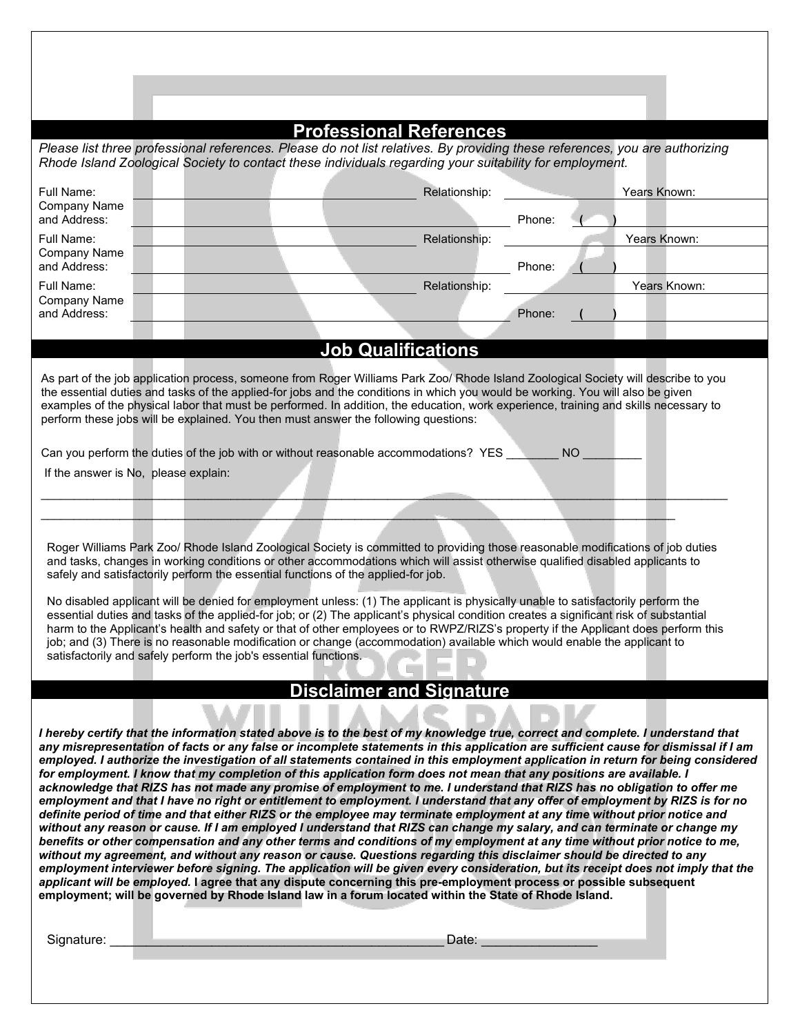## Professional References

*Please list three professional references. Please do not list relatives. By providing these references, you are authorizing Rhode Island Zoological Society to contact these individuals regarding your suitability for employment.*

Full Name: \_\_\_\_\_\_\_\_\_\_\_\_\_\_\_\_\_\_\_\_ Relationship: \_\_\_\_\_\_\_\_\_\_ Years Known: \_\_\_\_\_\_\_\_\_\_
Company Name and Address: \_\_\_\_\_\_\_\_\_\_\_\_\_\_\_\_\_\_\_\_ Phone: ( )

Full Name: \_\_\_\_\_\_\_\_\_\_\_\_\_\_\_\_\_\_\_\_ Relationship: \_\_\_\_\_\_\_\_\_\_ Years Known: \_\_\_\_\_\_\_\_\_\_
Company Name and Address: \_\_\_\_\_\_\_\_\_\_\_\_\_\_\_\_\_\_\_\_ Phone: ( )

Full Name: \_\_\_\_\_\_\_\_\_\_\_\_\_\_\_\_\_\_\_\_ Relationship: \_\_\_\_\_\_\_\_\_\_ Years Known: \_\_\_\_\_\_\_\_\_\_
Company Name and Address: \_\_\_\_\_\_\_\_\_\_\_\_\_\_\_\_\_\_\_\_ Phone: ( )

## Job Qualifications

As part of the job application process, someone from Roger Williams Park Zoo/ Rhode Island Zoological Society will describe to you the essential duties and tasks of the applied-for jobs and the conditions in which you would be working. You will also be given examples of the physical labor that must be performed. In addition, the education, work experience, training and skills necessary to perform these jobs will be explained. You then must answer the following questions:

Can you perform the duties of the job with or without reasonable accommodations? YES \_\_\_\_\_\_\_\_ NO \_\_\_\_\_\_\_\_\_

If the answer is No, please explain:

\_\_\_\_\_\_\_\_\_\_\_\_\_\_\_\_\_\_\_\_\_\_\_\_\_\_\_\_\_\_\_\_\_\_\_\_\_\_\_\_\_\_\_\_\_\_\_\_\_\_\_\_\_\_\_\_\_\_\_\_\_\_\_\_\_\_\_\_\_\_\_\_\_\_\_\_\_\_\_\_\_\_\_\_\_\_\_\_\_\_

\_\_\_\_\_\_\_\_\_\_\_\_\_\_\_\_\_\_\_\_\_\_\_\_\_\_\_\_\_\_\_\_\_\_\_\_\_\_\_\_\_\_\_\_\_\_\_\_\_\_\_\_\_\_\_\_\_\_\_\_\_\_\_\_\_\_\_\_\_\_\_\_\_\_\_\_\_\_\_\_\_\_\_\_\_\_

Roger Williams Park Zoo/ Rhode Island Zoological Society is committed to providing those reasonable modifications of job duties and tasks, changes in working conditions or other accommodations which will assist otherwise qualified disabled applicants to safely and satisfactorily perform the essential functions of the applied-for job.

No disabled applicant will be denied for employment unless: (1) The applicant is physically unable to satisfactorily perform the essential duties and tasks of the applied-for job; or (2) The applicant's physical condition creates a significant risk of substantial harm to the Applicant's health and safety or that of other employees or to RWPZ/RIZS's property if the Applicant does perform this job; and (3) There is no reasonable modification or change (accommodation) available which would enable the applicant to satisfactorily and safely perform the job's essential functions.

## Disclaimer and Signature

***I hereby certify that the information stated above is to the best of my knowledge true, correct and complete. I understand that any misrepresentation of facts or any false or incomplete statements in this application are sufficient cause for dismissal if I am employed. I authorize the investigation of all statements contained in this employment application in return for being considered for employment. I know that my completion of this application form does not mean that any positions are available. I acknowledge that RIZS has not made any promise of employment to me. I understand that RIZS has no obligation to offer me employment and that I have no right or entitlement to employment. I understand that any offer of employment by RIZS is for no definite period of time and that either RIZS or the employee may terminate employment at any time without prior notice and without any reason or cause. If I am employed I understand that RIZS can change my salary, and can terminate or change my benefits or other compensation and any other terms and conditions of my employment at any time without prior notice to me, without my agreement, and without any reason or cause. Questions regarding this disclaimer should be directed to any employment interviewer before signing. The application will be given every consideration, but its receipt does not imply that the applicant will be employed.*** **I agree that any dispute concerning this pre-employment process or possible subsequent employment; will be governed by Rhode Island law in a forum located within the State of Rhode Island.**

Signature: \_\_\_\_\_\_\_\_\_\_\_\_\_\_\_\_\_\_\_\_\_\_\_\_\_\_\_\_\_\_\_\_\_\_\_\_\_\_\_\_\_\_\_\_ Date: \_\_\_\_\_\_\_\_\_\_\_\_\_\_\_\_